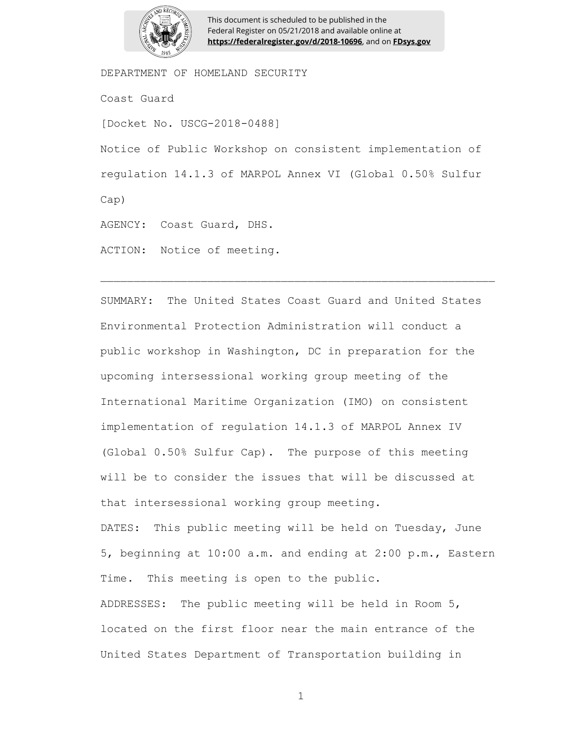This document is scheduled to be published in the Federal Register on 05/21/2018 and available online at **https://federalregister.gov/d/2018-10696**, and on **FDsys.gov**

DEPARTMENT OF HOMELAND SECURITY

Coast Guard

[Docket No. USCG-2018-0488]

Notice of Public Workshop on consistent implementation of regulation 14.1.3 of MARPOL Annex VI (Global 0.50% Sulfur Cap)

AGENCY: Coast Guard, DHS.

ACTION: Notice of meeting.

---

SUMMARY: The United States Coast Guard and United States Environmental Protection Administration will conduct a public workshop in Washington, DC in preparation for the upcoming intersessional working group meeting of the International Maritime Organization (IMO) on consistent implementation of regulation 14.1.3 of MARPOL Annex IV (Global 0.50% Sulfur Cap). The purpose of this meeting will be to consider the issues that will be discussed at that intersessional working group meeting.

DATES: This public meeting will be held on Tuesday, June 5, beginning at 10:00 a.m. and ending at 2:00 p.m., Eastern Time. This meeting is open to the public.

ADDRESSES: The public meeting will be held in Room 5, located on the first floor near the main entrance of the United States Department of Transportation building in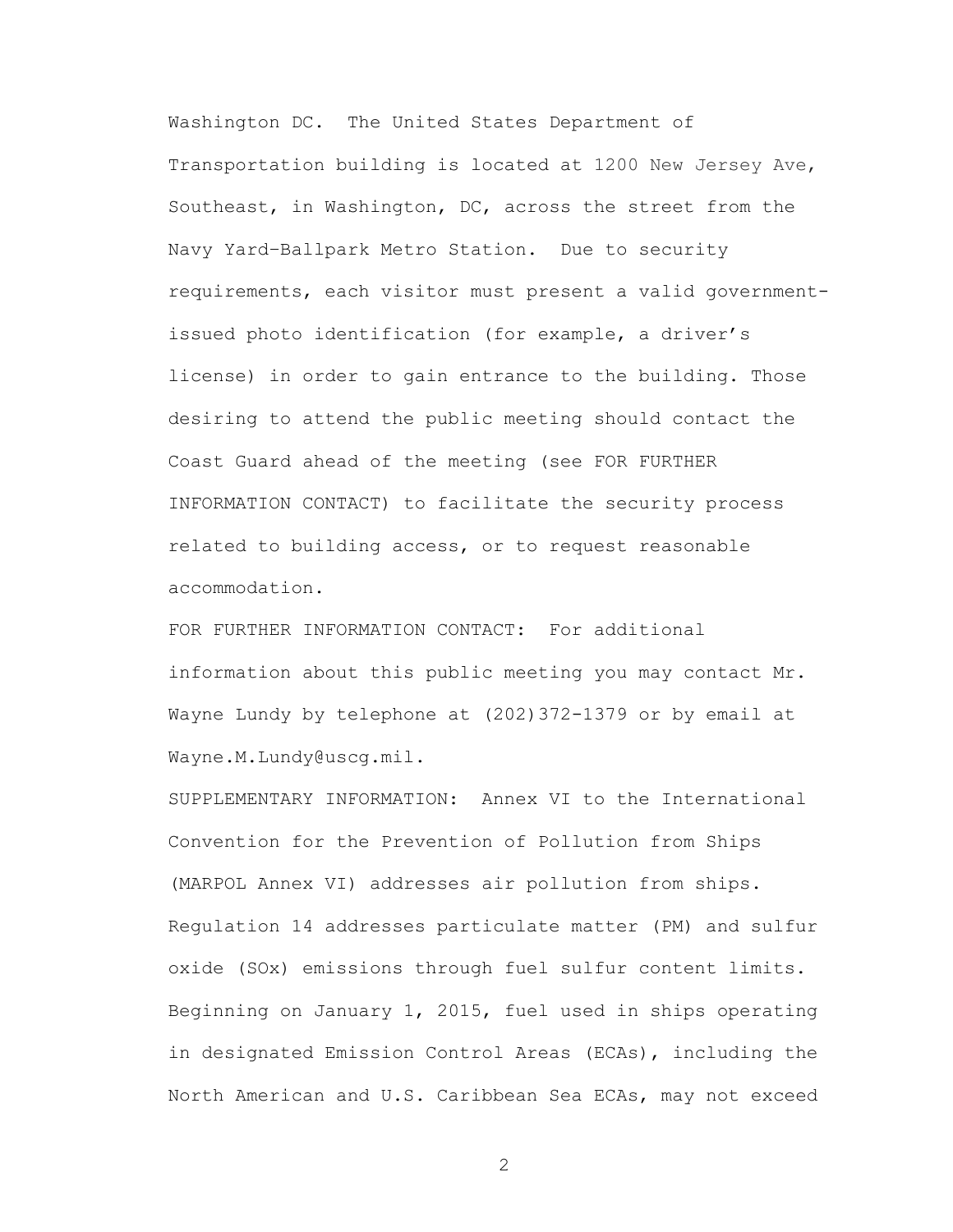Washington DC. The United States Department of Transportation building is located at 1200 New Jersey Ave, Southeast, in Washington, DC, across the street from the Navy Yard–Ballpark Metro Station. Due to security requirements, each visitor must present a valid government-issued photo identification (for example, a driver's license) in order to gain entrance to the building. Those desiring to attend the public meeting should contact the Coast Guard ahead of the meeting (see FOR FURTHER INFORMATION CONTACT) to facilitate the security process related to building access, or to request reasonable accommodation.

FOR FURTHER INFORMATION CONTACT: For additional information about this public meeting you may contact Mr. Wayne Lundy by telephone at (202)372-1379 or by email at Wayne.M.Lundy@uscg.mil.

SUPPLEMENTARY INFORMATION: Annex VI to the International Convention for the Prevention of Pollution from Ships (MARPOL Annex VI) addresses air pollution from ships. Regulation 14 addresses particulate matter (PM) and sulfur oxide (SOx) emissions through fuel sulfur content limits. Beginning on January 1, 2015, fuel used in ships operating in designated Emission Control Areas (ECAs), including the North American and U.S. Caribbean Sea ECAs, may not exceed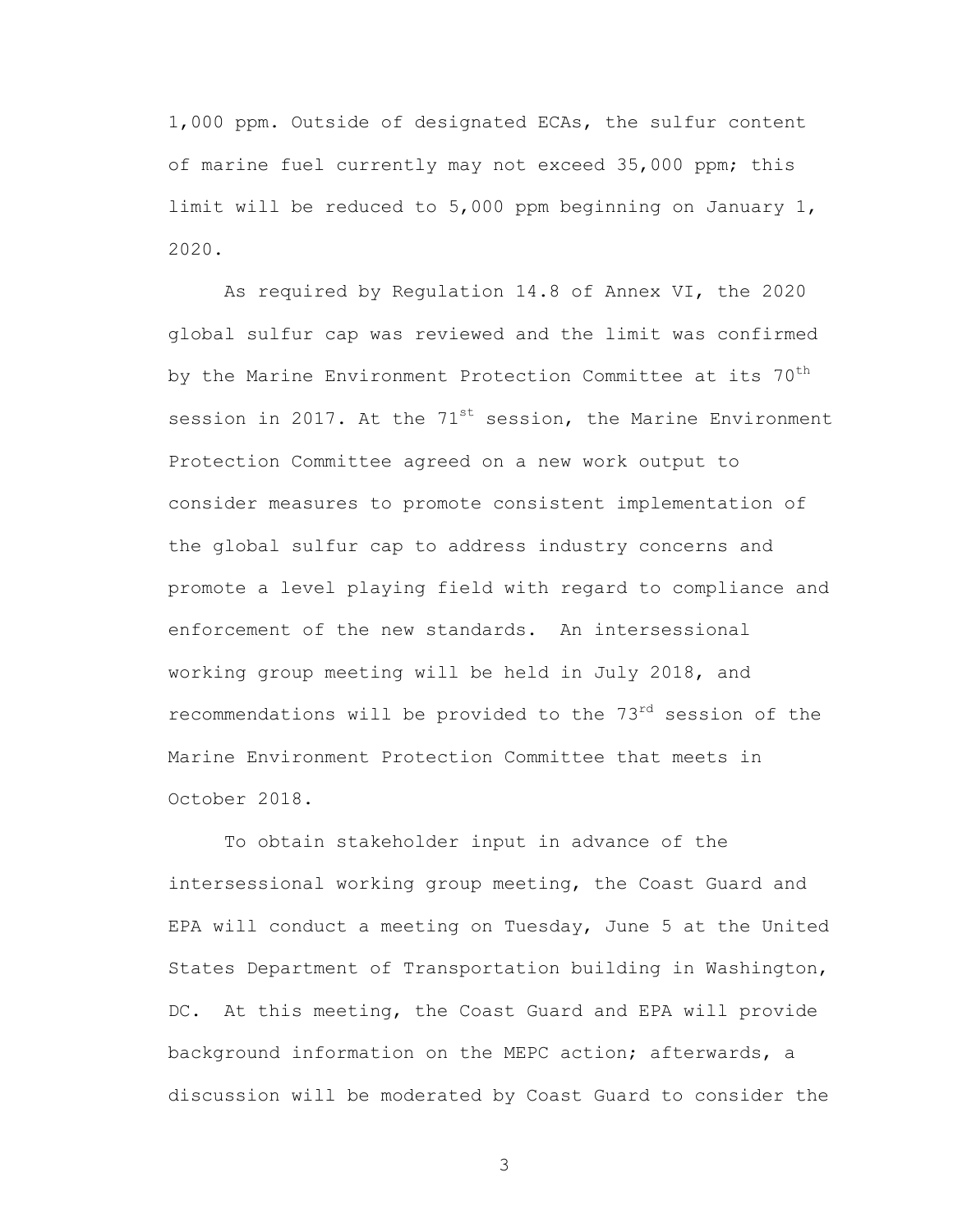1,000 ppm. Outside of designated ECAs, the sulfur content of marine fuel currently may not exceed 35,000 ppm; this limit will be reduced to 5,000 ppm beginning on January 1, 2020.

As required by Regulation 14.8 of Annex VI, the 2020 global sulfur cap was reviewed and the limit was confirmed by the Marine Environment Protection Committee at its 70th session in 2017. At the 71st session, the Marine Environment Protection Committee agreed on a new work output to consider measures to promote consistent implementation of the global sulfur cap to address industry concerns and promote a level playing field with regard to compliance and enforcement of the new standards. An intersessional working group meeting will be held in July 2018, and recommendations will be provided to the 73rd session of the Marine Environment Protection Committee that meets in October 2018.

To obtain stakeholder input in advance of the intersessional working group meeting, the Coast Guard and EPA will conduct a meeting on Tuesday, June 5 at the United States Department of Transportation building in Washington, DC. At this meeting, the Coast Guard and EPA will provide background information on the MEPC action; afterwards, a discussion will be moderated by Coast Guard to consider the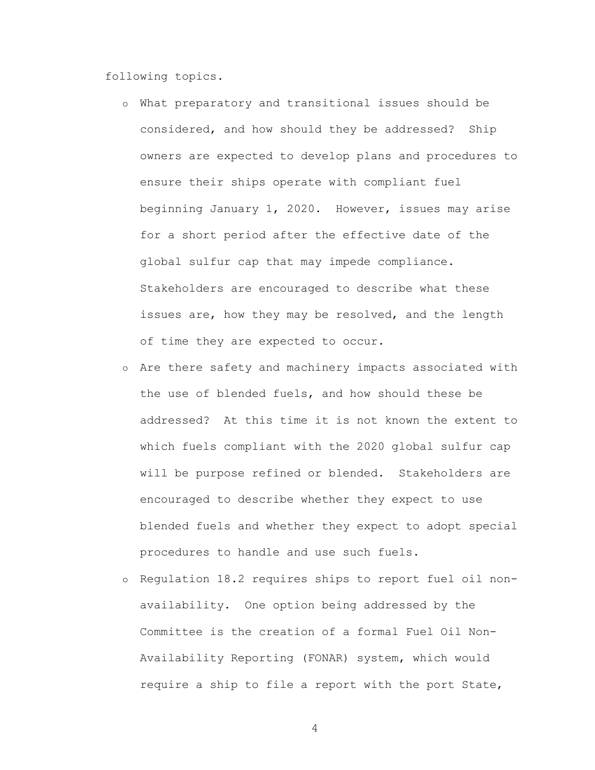following topics.

- What preparatory and transitional issues should be considered, and how should they be addressed? Ship owners are expected to develop plans and procedures to ensure their ships operate with compliant fuel beginning January 1, 2020. However, issues may arise for a short period after the effective date of the global sulfur cap that may impede compliance. Stakeholders are encouraged to describe what these issues are, how they may be resolved, and the length of time they are expected to occur.
- Are there safety and machinery impacts associated with the use of blended fuels, and how should these be addressed? At this time it is not known the extent to which fuels compliant with the 2020 global sulfur cap will be purpose refined or blended. Stakeholders are encouraged to describe whether they expect to use blended fuels and whether they expect to adopt special procedures to handle and use such fuels.
- Regulation 18.2 requires ships to report fuel oil non-availability. One option being addressed by the Committee is the creation of a formal Fuel Oil Non-Availability Reporting (FONAR) system, which would require a ship to file a report with the port State,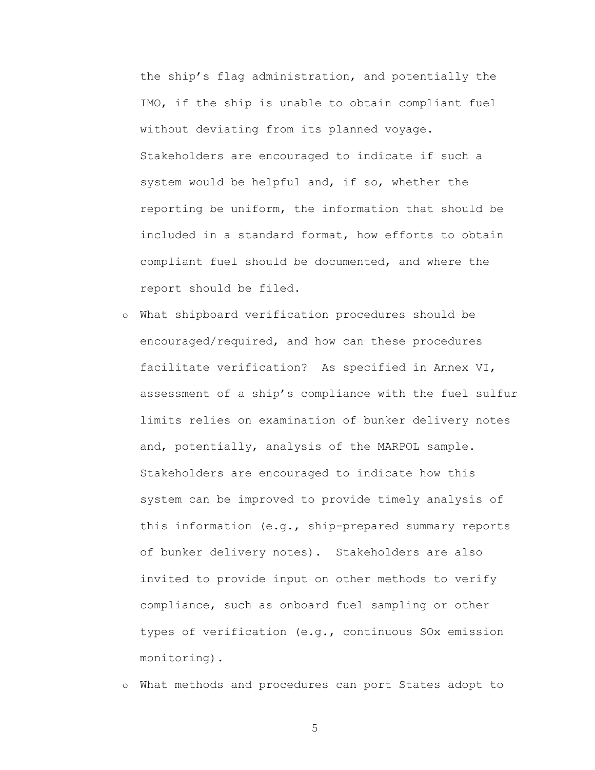the ship's flag administration, and potentially the IMO, if the ship is unable to obtain compliant fuel without deviating from its planned voyage. Stakeholders are encouraged to indicate if such a system would be helpful and, if so, whether the reporting be uniform, the information that should be included in a standard format, how efforts to obtain compliant fuel should be documented, and where the report should be filed.

- What shipboard verification procedures should be encouraged/required, and how can these procedures facilitate verification? As specified in Annex VI, assessment of a ship's compliance with the fuel sulfur limits relies on examination of bunker delivery notes and, potentially, analysis of the MARPOL sample. Stakeholders are encouraged to indicate how this system can be improved to provide timely analysis of this information (e.g., ship-prepared summary reports of bunker delivery notes). Stakeholders are also invited to provide input on other methods to verify compliance, such as onboard fuel sampling or other types of verification (e.g., continuous SOx emission monitoring).
- What methods and procedures can port States adopt to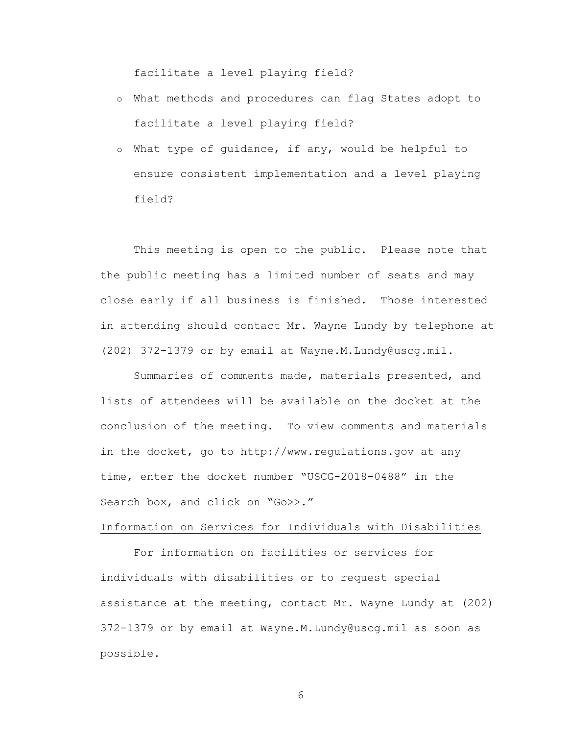facilitate a level playing field?

- What methods and procedures can flag States adopt to facilitate a level playing field?
- What type of guidance, if any, would be helpful to ensure consistent implementation and a level playing field?

This meeting is open to the public. Please note that the public meeting has a limited number of seats and may close early if all business is finished. Those interested in attending should contact Mr. Wayne Lundy by telephone at (202) 372-1379 or by email at Wayne.M.Lundy@uscg.mil.

Summaries of comments made, materials presented, and lists of attendees will be available on the docket at the conclusion of the meeting. To view comments and materials in the docket, go to http://www.regulations.gov at any time, enter the docket number "USCG-2018-0488" in the Search box, and click on "Go>>."

Information on Services for Individuals with Disabilities

For information on facilities or services for individuals with disabilities or to request special assistance at the meeting, contact Mr. Wayne Lundy at (202) 372-1379 or by email at Wayne.M.Lundy@uscg.mil as soon as possible.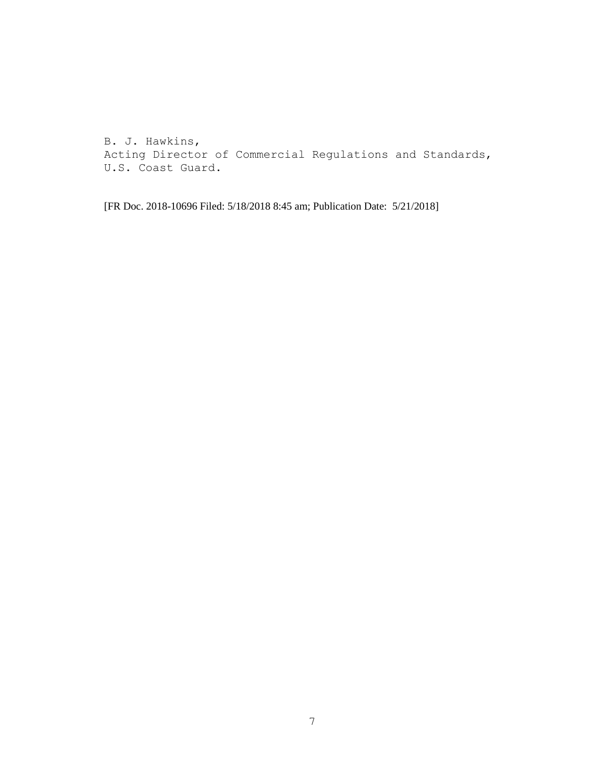B. J. Hawkins,
Acting Director of Commercial Regulations and Standards,
U.S. Coast Guard.

[FR Doc. 2018-10696 Filed: 5/18/2018 8:45 am; Publication Date: 5/21/2018]